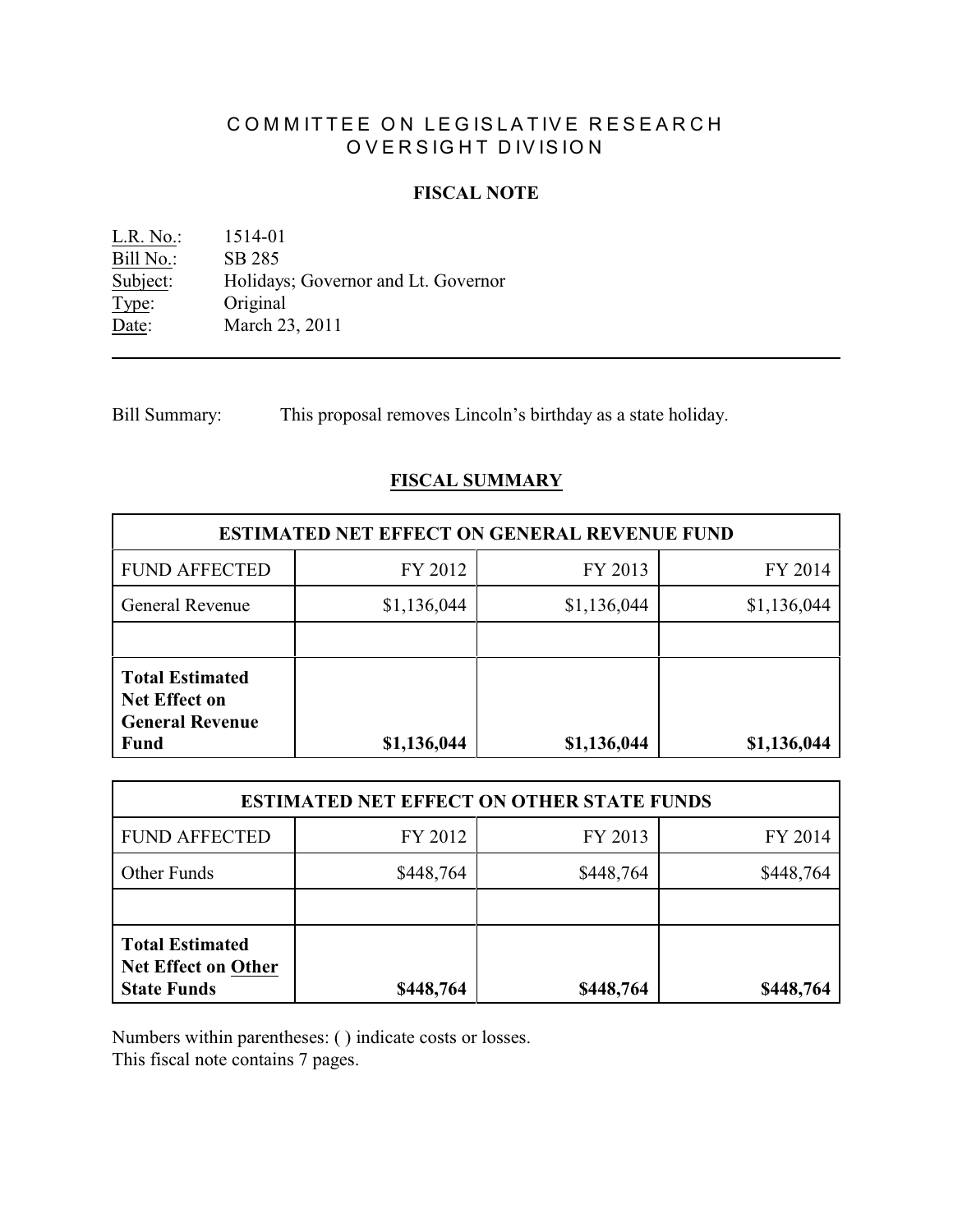# COMMITTEE ON LEGISLATIVE RESEARCH
## OVERSIGHT DIVISION

### FISCAL NOTE

L.R. No.: 1514-01
Bill No.: SB 285
Subject: Holidays; Governor and Lt. Governor
Type: Original
Date: March 23, 2011

---

Bill Summary: This proposal removes Lincoln's birthday as a state holiday.

### FISCAL SUMMARY

| ESTIMATED NET EFFECT ON GENERAL REVENUE FUND | | | |
|---|---|---|---|
| FUND AFFECTED | FY 2012 | FY 2013 | FY 2014 |
| General Revenue | $1,136,044 | $1,136,044 | $1,136,044 |
| | | | |
| **Total Estimated Net Effect on General Revenue Fund** | **$1,136,044** | **$1,136,044** | **$1,136,044** |

| ESTIMATED NET EFFECT ON OTHER STATE FUNDS | | | |
|---|---|---|---|
| FUND AFFECTED | FY 2012 | FY 2013 | FY 2014 |
| Other Funds | $448,764 | $448,764 | $448,764 |
| | | | |
| **Total Estimated Net Effect on Other State Funds** | **$448,764** | **$448,764** | **$448,764** |

Numbers within parentheses: ( ) indicate costs or losses.
This fiscal note contains 7 pages.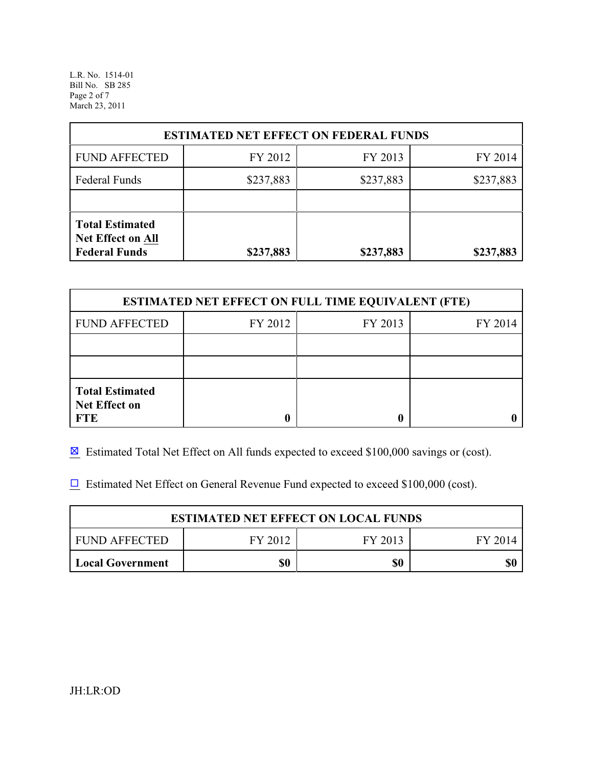| ESTIMATED NET EFFECT ON FEDERAL FUNDS | | | |
|---|---|---|---|
| FUND AFFECTED | FY 2012 | FY 2013 | FY 2014 |
| Federal Funds | $237,883 | $237,883 | $237,883 |
| | | | |
| **Total Estimated Net Effect on All Federal Funds** | **$237,883** | **$237,883** | **$237,883** |

| ESTIMATED NET EFFECT ON FULL TIME EQUIVALENT (FTE) | | | |
|---|---|---|---|
| FUND AFFECTED | FY 2012 | FY 2013 | FY 2014 |
| | | | |
| | | | |
| **Total Estimated Net Effect on FTE** | **0** | **0** | **0** |

☒ Estimated Total Net Effect on All funds expected to exceed $100,000 savings or (cost).

☐ Estimated Net Effect on General Revenue Fund expected to exceed $100,000 (cost).

| ESTIMATED NET EFFECT ON LOCAL FUNDS | | | |
|---|---|---|---|
| FUND AFFECTED | FY 2012 | FY 2013 | FY 2014 |
| **Local Government** | **$0** | **$0** | **$0** |

JH:LR:OD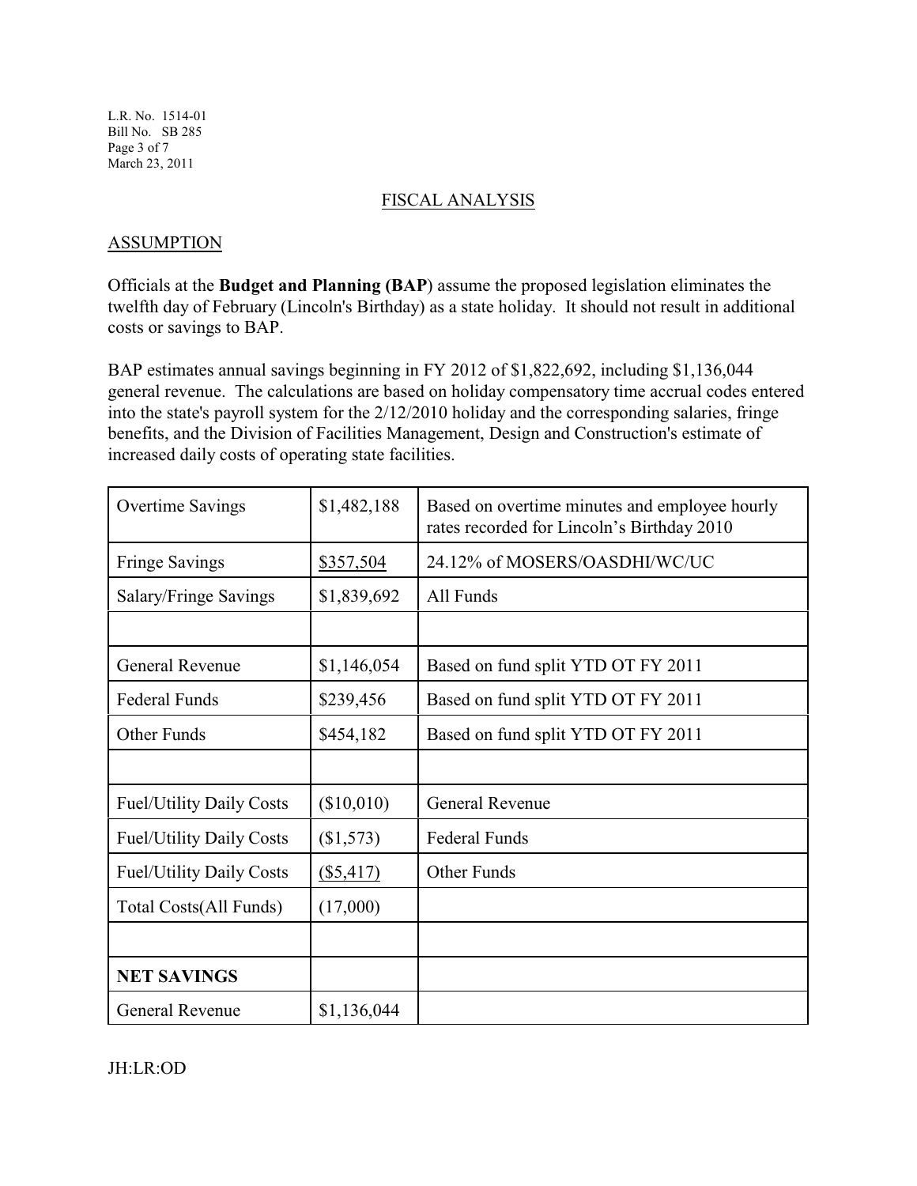## FISCAL ANALYSIS

### ASSUMPTION

Officials at the **Budget and Planning (BAP**) assume the proposed legislation eliminates the twelfth day of February (Lincoln's Birthday) as a state holiday. It should not result in additional costs or savings to BAP.

BAP estimates annual savings beginning in FY 2012 of $1,822,692, including $1,136,044 general revenue. The calculations are based on holiday compensatory time accrual codes entered into the state's payroll system for the 2/12/2010 holiday and the corresponding salaries, fringe benefits, and the Division of Facilities Management, Design and Construction's estimate of increased daily costs of operating state facilities.

| | | |
|---|---|---|
| Overtime Savings | $1,482,188 | Based on overtime minutes and employee hourly rates recorded for Lincoln's Birthday 2010 |
| Fringe Savings | $357,504 | 24.12% of MOSERS/OASDHI/WC/UC |
| Salary/Fringe Savings | $1,839,692 | All Funds |
| | | |
| General Revenue | $1,146,054 | Based on fund split YTD OT FY 2011 |
| Federal Funds | $239,456 | Based on fund split YTD OT FY 2011 |
| Other Funds | $454,182 | Based on fund split YTD OT FY 2011 |
| | | |
| Fuel/Utility Daily Costs | ($10,010) | General Revenue |
| Fuel/Utility Daily Costs | ($1,573) | Federal Funds |
| Fuel/Utility Daily Costs | ($5,417) | Other Funds |
| Total Costs(All Funds) | (17,000) | |
| | | |
| **NET SAVINGS** | | |
| General Revenue | $1,136,044 | |

JH:LR:OD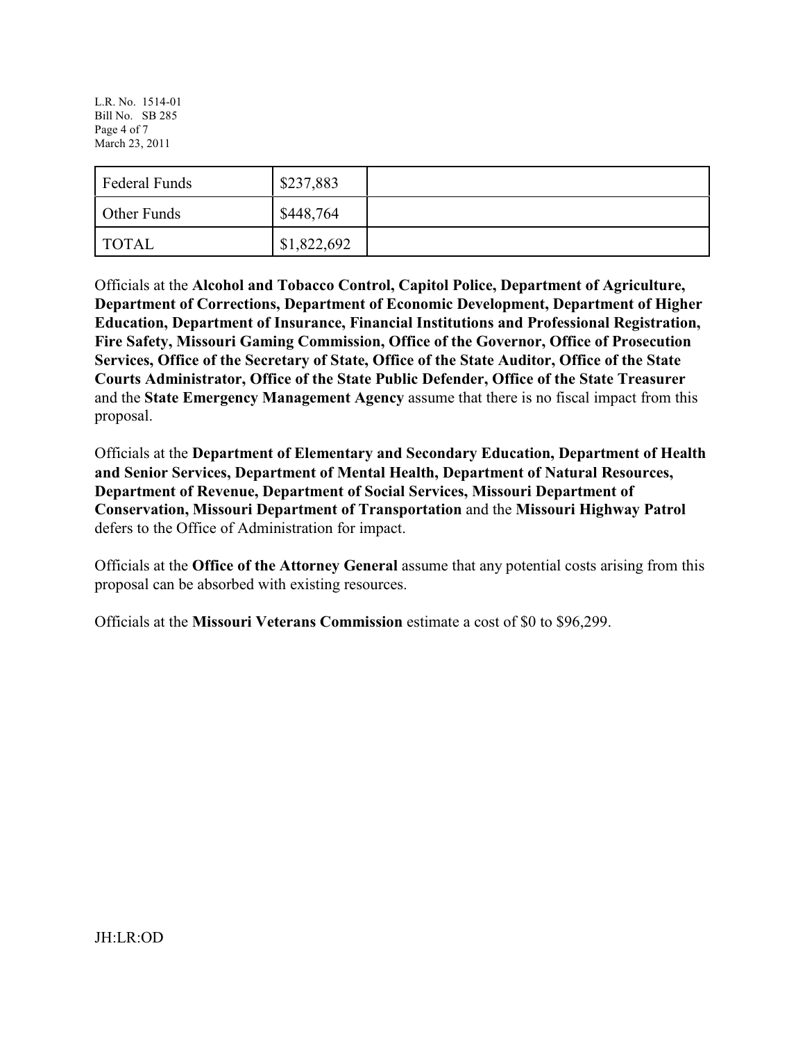| Federal Funds | $237,883 | |
|---|---|---|
| Other Funds | $448,764 | |
| TOTAL | $1,822,692 | |

Officials at the **Alcohol and Tobacco Control, Capitol Police, Department of Agriculture, Department of Corrections, Department of Economic Development, Department of Higher Education, Department of Insurance, Financial Institutions and Professional Registration, Fire Safety, Missouri Gaming Commission, Office of the Governor, Office of Prosecution Services, Office of the Secretary of State, Office of the State Auditor, Office of the State Courts Administrator, Office of the State Public Defender, Office of the State Treasurer** and the **State Emergency Management Agency** assume that there is no fiscal impact from this proposal.

Officials at the **Department of Elementary and Secondary Education, Department of Health and Senior Services, Department of Mental Health, Department of Natural Resources, Department of Revenue, Department of Social Services, Missouri Department of Conservation, Missouri Department of Transportation** and the **Missouri Highway Patrol** defers to the Office of Administration for impact.

Officials at the **Office of the Attorney General** assume that any potential costs arising from this proposal can be absorbed with existing resources.

Officials at the **Missouri Veterans Commission** estimate a cost of $0 to $96,299.

JH:LR:OD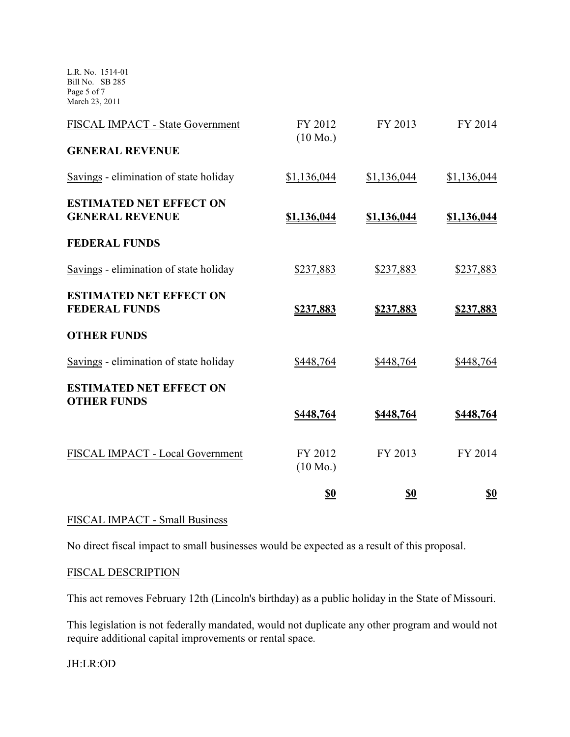| FISCAL IMPACT - State Government | FY 2012 (10 Mo.) | FY 2013 | FY 2014 |
|---|---|---|---|
| **GENERAL REVENUE** | | | |
| Savings - elimination of state holiday | $1,136,044 | $1,136,044 | $1,136,044 |
| **ESTIMATED NET EFFECT ON GENERAL REVENUE** | **$1,136,044** | **$1,136,044** | **$1,136,044** |
| **FEDERAL FUNDS** | | | |
| Savings - elimination of state holiday | $237,883 | $237,883 | $237,883 |
| **ESTIMATED NET EFFECT ON FEDERAL FUNDS** | **$237,883** | **$237,883** | **$237,883** |
| **OTHER FUNDS** | | | |
| Savings - elimination of state holiday | $448,764 | $448,764 | $448,764 |
| **ESTIMATED NET EFFECT ON OTHER FUNDS** | **$448,764** | **$448,764** | **$448,764** |

| FISCAL IMPACT - Local Government | FY 2012 (10 Mo.) | FY 2013 | FY 2014 |
|---|---|---|---|
| | **$0** | **$0** | **$0** |

FISCAL IMPACT - Small Business

No direct fiscal impact to small businesses would be expected as a result of this proposal.

FISCAL DESCRIPTION

This act removes February 12th (Lincoln's birthday) as a public holiday in the State of Missouri.

This legislation is not federally mandated, would not duplicate any other program and would not require additional capital improvements or rental space.

JH:LR:OD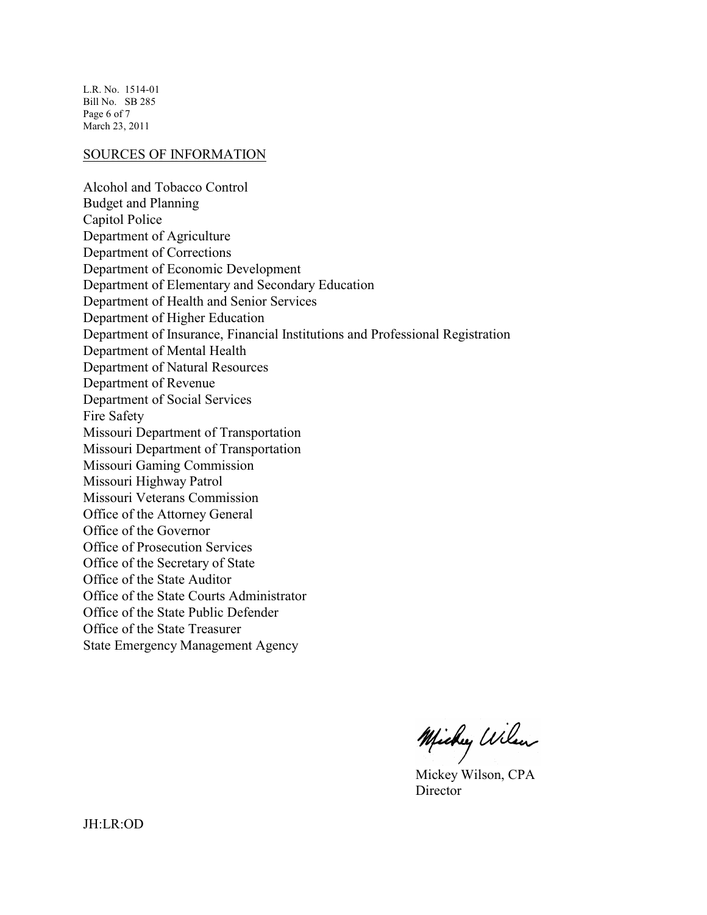## SOURCES OF INFORMATION

Alcohol and Tobacco Control
Budget and Planning
Capitol Police
Department of Agriculture
Department of Corrections
Department of Economic Development
Department of Elementary and Secondary Education
Department of Health and Senior Services
Department of Higher Education
Department of Insurance, Financial Institutions and Professional Registration
Department of Mental Health
Department of Natural Resources
Department of Revenue
Department of Social Services
Fire Safety
Missouri Department of Transportation
Missouri Department of Transportation
Missouri Gaming Commission
Missouri Highway Patrol
Missouri Veterans Commission
Office of the Attorney General
Office of the Governor
Office of Prosecution Services
Office of the Secretary of State
Office of the State Auditor
Office of the State Courts Administrator
Office of the State Public Defender
Office of the State Treasurer
State Emergency Management Agency

Mickey Wilson, CPA
Director

JH:LR:OD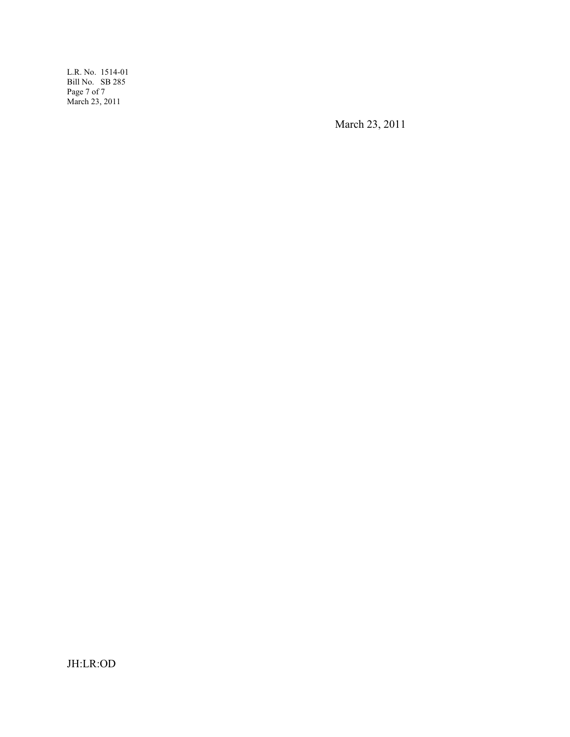March 23, 2011

JH:LR:OD